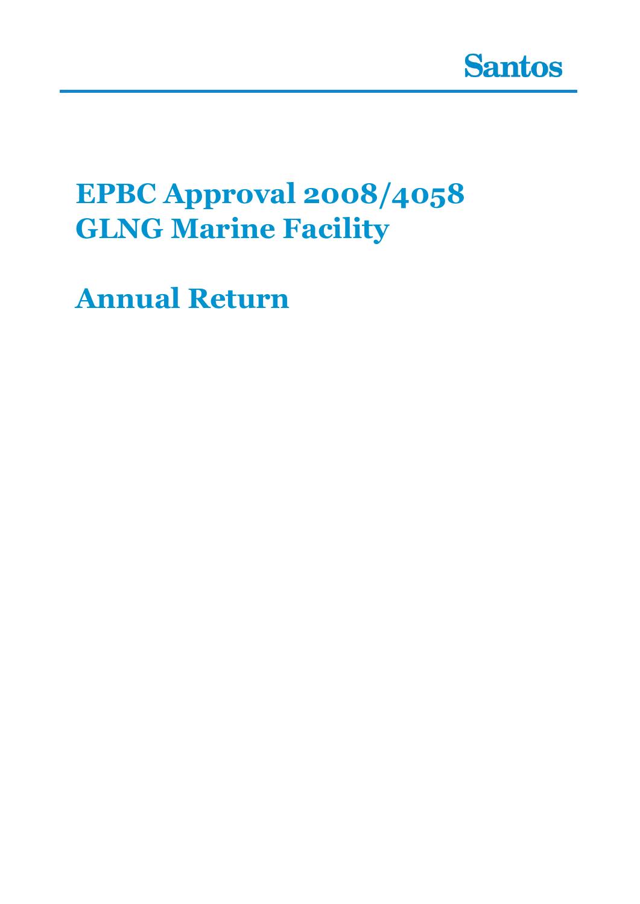Santos

# EPBC Approval 2008/4058
# GLNG Marine Facility

# Annual Return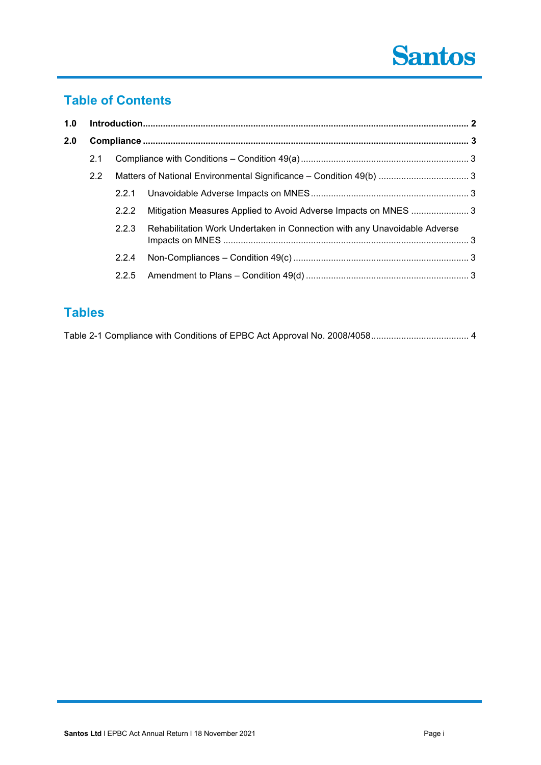## Table of Contents

**1.0 Introduction** ........ **2**

**2.0 Compliance** ........ **3**

- 2.1 Compliance with Conditions – Condition 49(a) ........ 3
- 2.2 Matters of National Environmental Significance – Condition 49(b) ........ 3
  - 2.2.1 Unavoidable Adverse Impacts on MNES ........ 3
  - 2.2.2 Mitigation Measures Applied to Avoid Adverse Impacts on MNES ........ 3
  - 2.2.3 Rehabilitation Work Undertaken in Connection with any Unavoidable Adverse Impacts on MNES ........ 3
  - 2.2.4 Non-Compliances – Condition 49(c) ........ 3
  - 2.2.5 Amendment to Plans – Condition 49(d) ........ 3

## Tables

Table 2-1 Compliance with Conditions of EPBC Act Approval No. 2008/4058 ........ 4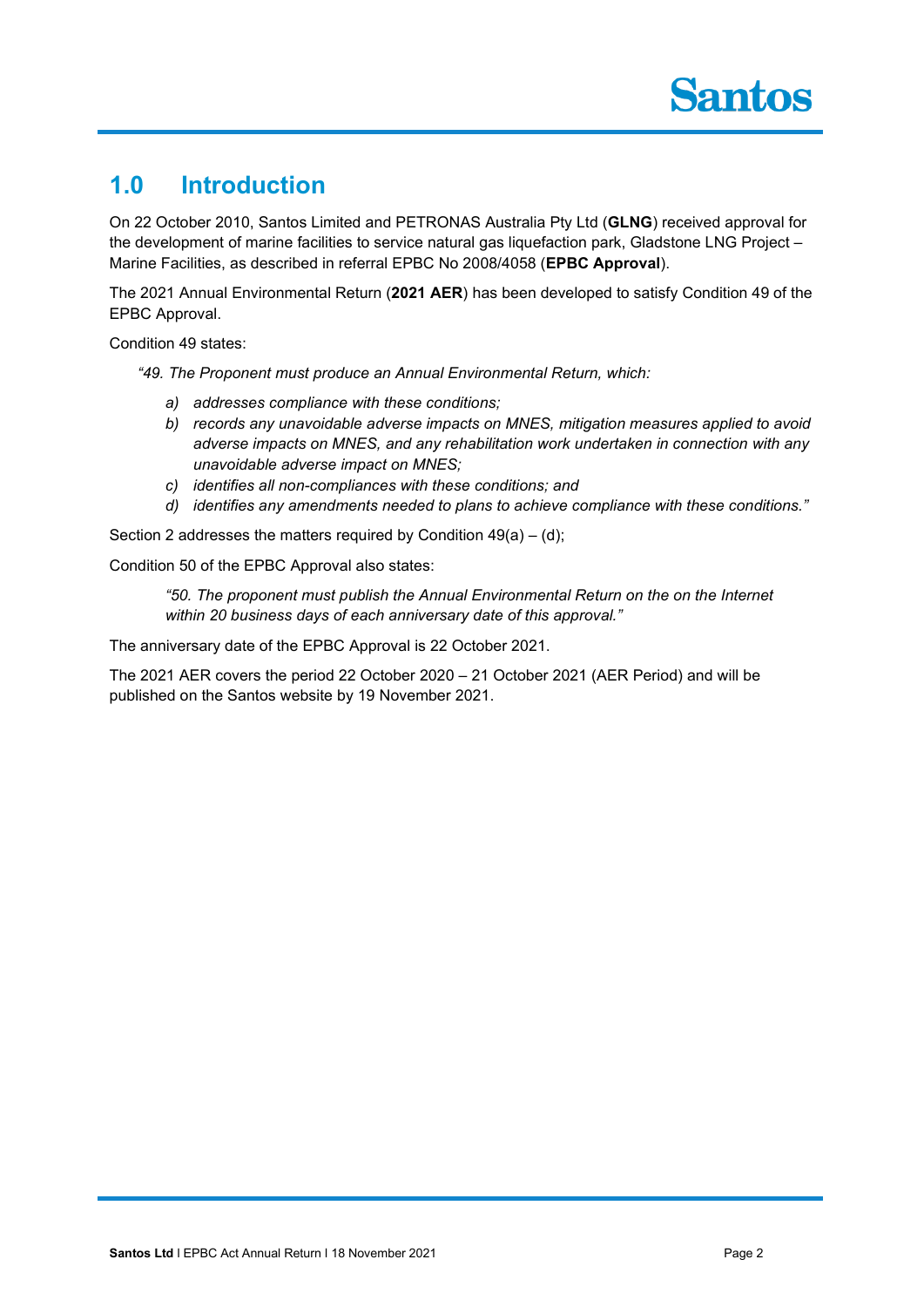# 1.0 Introduction

On 22 October 2010, Santos Limited and PETRONAS Australia Pty Ltd (**GLNG**) received approval for the development of marine facilities to service natural gas liquefaction park, Gladstone LNG Project – Marine Facilities, as described in referral EPBC No 2008/4058 (**EPBC Approval**).

The 2021 Annual Environmental Return (**2021 AER**) has been developed to satisfy Condition 49 of the EPBC Approval.

Condition 49 states:

> *"49. The Proponent must produce an Annual Environmental Return, which:*
>
> *a) addresses compliance with these conditions;*
> *b) records any unavoidable adverse impacts on MNES, mitigation measures applied to avoid adverse impacts on MNES, and any rehabilitation work undertaken in connection with any unavoidable adverse impact on MNES;*
> *c) identifies all non-compliances with these conditions; and*
> *d) identifies any amendments needed to plans to achieve compliance with these conditions."*

Section 2 addresses the matters required by Condition 49(a) – (d);

Condition 50 of the EPBC Approval also states:

> *"50. The proponent must publish the Annual Environmental Return on the on the Internet within 20 business days of each anniversary date of this approval."*

The anniversary date of the EPBC Approval is 22 October 2021.

The 2021 AER covers the period 22 October 2020 – 21 October 2021 (AER Period) and will be published on the Santos website by 19 November 2021.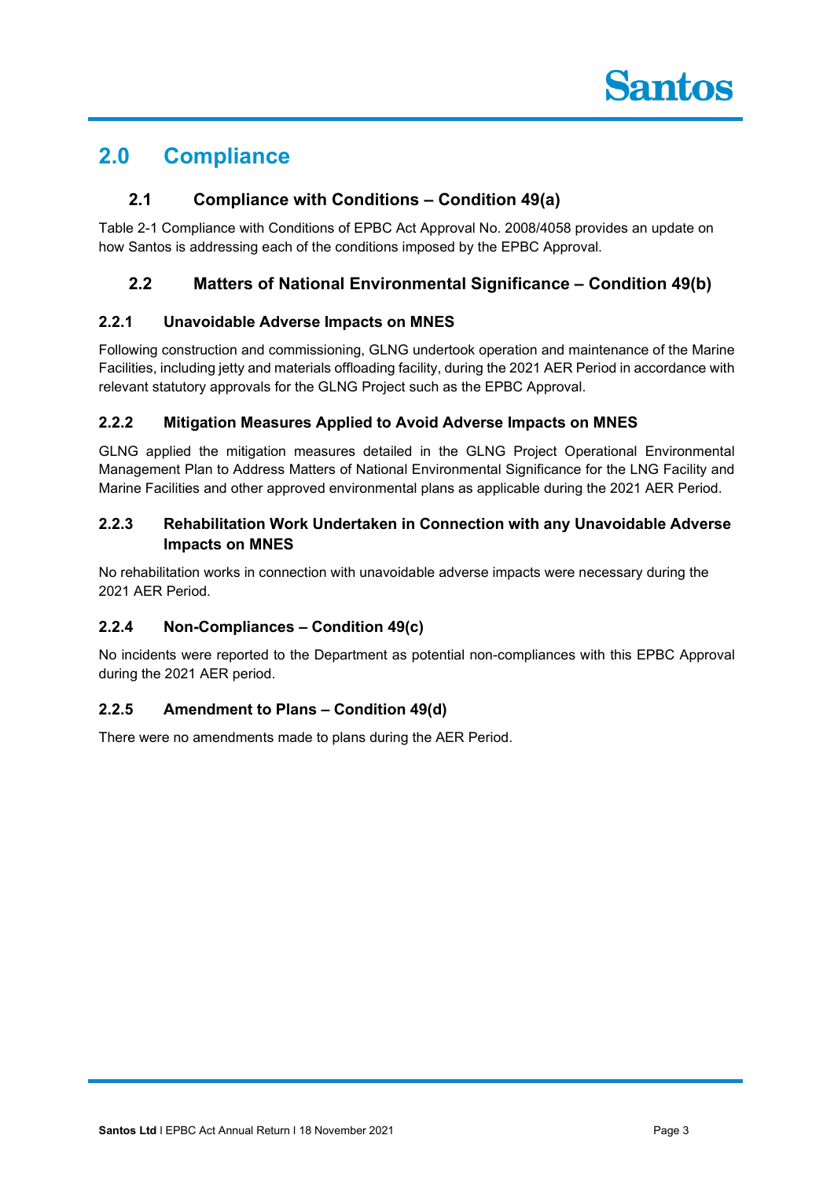# 2.0 Compliance

## 2.1 Compliance with Conditions – Condition 49(a)

Table 2-1 Compliance with Conditions of EPBC Act Approval No. 2008/4058 provides an update on how Santos is addressing each of the conditions imposed by the EPBC Approval.

## 2.2 Matters of National Environmental Significance – Condition 49(b)

### 2.2.1 Unavoidable Adverse Impacts on MNES

Following construction and commissioning, GLNG undertook operation and maintenance of the Marine Facilities, including jetty and materials offloading facility, during the 2021 AER Period in accordance with relevant statutory approvals for the GLNG Project such as the EPBC Approval.

### 2.2.2 Mitigation Measures Applied to Avoid Adverse Impacts on MNES

GLNG applied the mitigation measures detailed in the GLNG Project Operational Environmental Management Plan to Address Matters of National Environmental Significance for the LNG Facility and Marine Facilities and other approved environmental plans as applicable during the 2021 AER Period.

### 2.2.3 Rehabilitation Work Undertaken in Connection with any Unavoidable Adverse Impacts on MNES

No rehabilitation works in connection with unavoidable adverse impacts were necessary during the 2021 AER Period.

### 2.2.4 Non-Compliances – Condition 49(c)

No incidents were reported to the Department as potential non-compliances with this EPBC Approval during the 2021 AER period.

### 2.2.5 Amendment to Plans – Condition 49(d)

There were no amendments made to plans during the AER Period.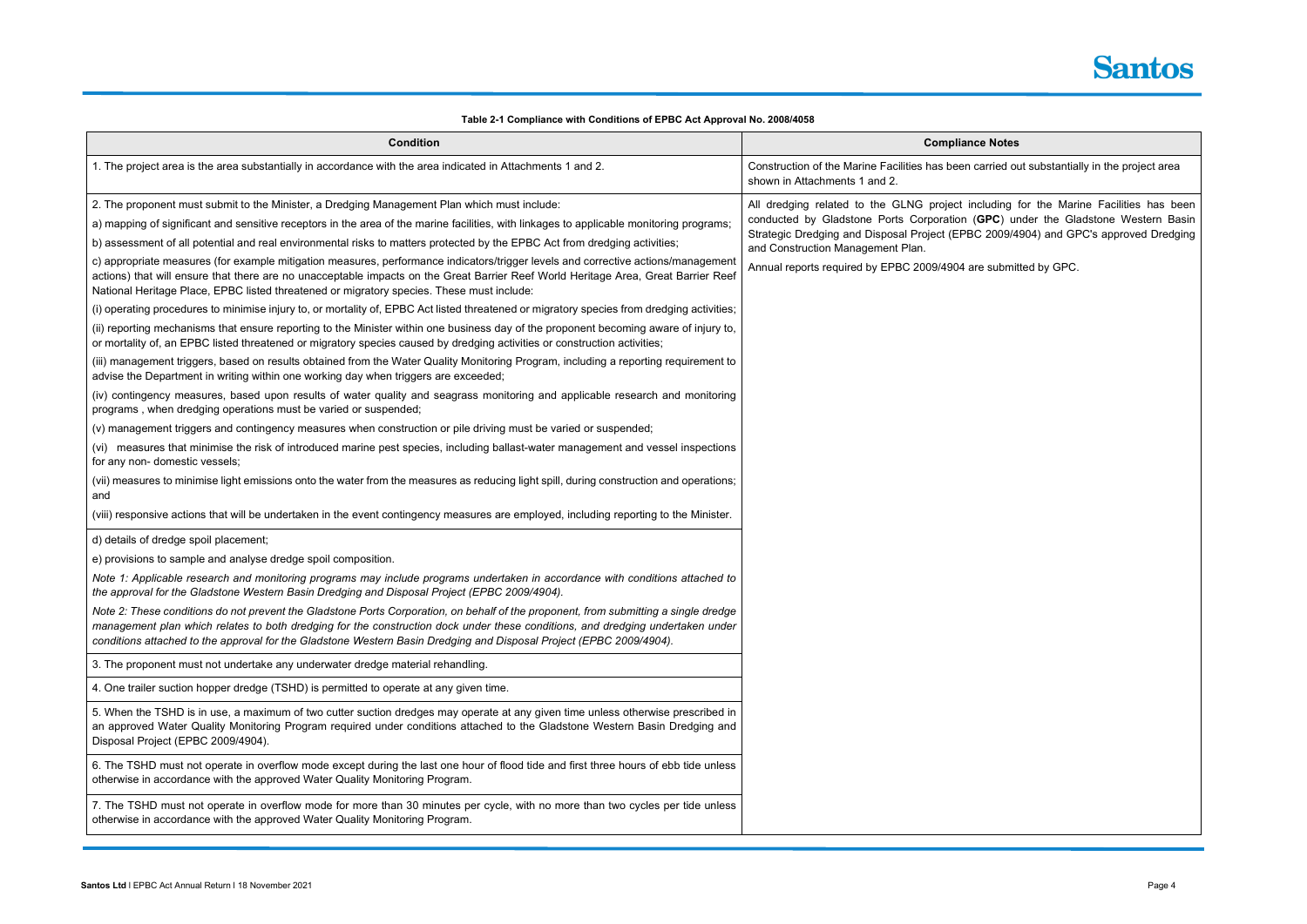**Table 2-1 Compliance with Conditions of EPBC Act Approval No. 2008/4058**

| Condition | Compliance Notes |
|---|---|
| 1. The project area is the area substantially in accordance with the area indicated in Attachments 1 and 2. | Construction of the Marine Facilities has been carried out substantially in the project area shown in Attachments 1 and 2. |
| 2. The proponent must submit to the Minister, a Dredging Management Plan which must include:<br>a) mapping of significant and sensitive receptors in the area of the marine facilities, with linkages to applicable monitoring programs;<br>b) assessment of all potential and real environmental risks to matters protected by the EPBC Act from dredging activities;<br>c) appropriate measures (for example mitigation measures, performance indicators/trigger levels and corrective actions/management actions) that will ensure that there are no unacceptable impacts on the Great Barrier Reef World Heritage Area, Great Barrier Reef National Heritage Place, EPBC listed threatened or migratory species. These must include:<br>(i) operating procedures to minimise injury to, or mortality of, EPBC Act listed threatened or migratory species from dredging activities;<br>(ii) reporting mechanisms that ensure reporting to the Minister within one business day of the proponent becoming aware of injury to, or mortality of, an EPBC listed threatened or migratory species caused by dredging activities or construction activities;<br>(iii) management triggers, based on results obtained from the Water Quality Monitoring Program, including a reporting requirement to advise the Department in writing within one working day when triggers are exceeded;<br>(iv) contingency measures, based upon results of water quality and seagrass monitoring and applicable research and monitoring programs , when dredging operations must be varied or suspended;<br>(v) management triggers and contingency measures when construction or pile driving must be varied or suspended;<br>(vi) measures that minimise the risk of introduced marine pest species, including ballast-water management and vessel inspections for any non- domestic vessels;<br>(vii) measures to minimise light emissions onto the water from the measures as reducing light spill, during construction and operations; and<br>(viii) responsive actions that will be undertaken in the event contingency measures are employed, including reporting to the Minister.<br>d) details of dredge spoil placement;<br>e) provisions to sample and analyse dredge spoil composition.<br>*Note 1: Applicable research and monitoring programs may include programs undertaken in accordance with conditions attached to the approval for the Gladstone Western Basin Dredging and Disposal Project (EPBC 2009/4904).*<br>*Note 2: These conditions do not prevent the Gladstone Ports Corporation, on behalf of the proponent, from submitting a single dredge management plan which relates to both dredging for the construction dock under these conditions, and dredging undertaken under conditions attached to the approval for the Gladstone Western Basin Dredging and Disposal Project (EPBC 2009/4904).* | All dredging related to the GLNG project including for the Marine Facilities has been conducted by Gladstone Ports Corporation (**GPC**) under the Gladstone Western Basin Strategic Dredging and Disposal Project (EPBC 2009/4904) and GPC's approved Dredging and Construction Management Plan.<br>Annual reports required by EPBC 2009/4904 are submitted by GPC. |
| 3. The proponent must not undertake any underwater dredge material rehandling. | |
| 4. One trailer suction hopper dredge (TSHD) is permitted to operate at any given time. | |
| 5. When the TSHD is in use, a maximum of two cutter suction dredges may operate at any given time unless otherwise prescribed in an approved Water Quality Monitoring Program required under conditions attached to the Gladstone Western Basin Dredging and Disposal Project (EPBC 2009/4904). | |
| 6. The TSHD must not operate in overflow mode except during the last one hour of flood tide and first three hours of ebb tide unless otherwise in accordance with the approved Water Quality Monitoring Program. | |
| 7. The TSHD must not operate in overflow mode for more than 30 minutes per cycle, with no more than two cycles per tide unless otherwise in accordance with the approved Water Quality Monitoring Program. | |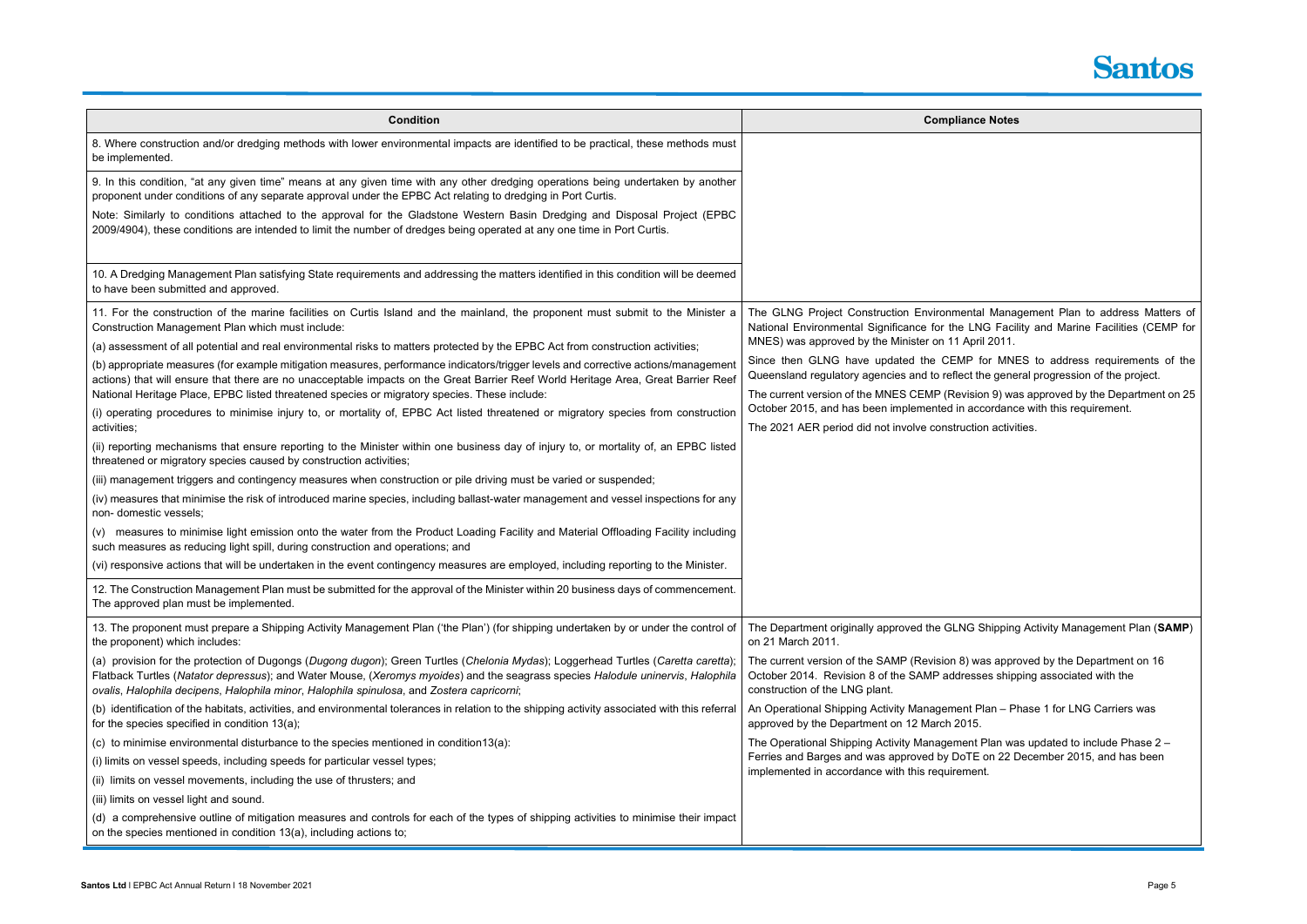| Condition | Compliance Notes |
| --- | --- |
| 8. Where construction and/or dredging methods with lower environmental impacts are identified to be practical, these methods must be implemented. | |
| 9. In this condition, "at any given time" means at any given time with any other dredging operations being undertaken by another proponent under conditions of any separate approval under the EPBC Act relating to dredging in Port Curtis.<br><br>Note: Similarly to conditions attached to the approval for the Gladstone Western Basin Dredging and Disposal Project (EPBC 2009/4904), these conditions are intended to limit the number of dredges being operated at any one time in Port Curtis. | |
| 10. A Dredging Management Plan satisfying State requirements and addressing the matters identified in this condition will be deemed to have been submitted and approved. | |
| 11. For the construction of the marine facilities on Curtis Island and the mainland, the proponent must submit to the Minister a Construction Management Plan which must include:<br><br>(a) assessment of all potential and real environmental risks to matters protected by the EPBC Act from construction activities;<br><br>(b) appropriate measures (for example mitigation measures, performance indicators/trigger levels and corrective actions/management actions) that will ensure that there are no unacceptable impacts on the Great Barrier Reef World Heritage Area, Great Barrier Reef National Heritage Place, EPBC listed threatened species or migratory species. These include:<br><br>(i) operating procedures to minimise injury to, or mortality of, EPBC Act listed threatened or migratory species from construction activities;<br><br>(ii) reporting mechanisms that ensure reporting to the Minister within one business day of injury to, or mortality of, an EPBC listed threatened or migratory species caused by construction activities;<br><br>(iii) management triggers and contingency measures when construction or pile driving must be varied or suspended;<br><br>(iv) measures that minimise the risk of introduced marine species, including ballast-water management and vessel inspections for any non- domestic vessels;<br><br>(v) measures to minimise light emission onto the water from the Product Loading Facility and Material Offloading Facility including such measures as reducing light spill, during construction and operations; and<br><br>(vi) responsive actions that will be undertaken in the event contingency measures are employed, including reporting to the Minister. | The GLNG Project Construction Environmental Management Plan to address Matters of National Environmental Significance for the LNG Facility and Marine Facilities (CEMP for MNES) was approved by the Minister on 11 April 2011.<br><br>Since then GLNG have updated the CEMP for MNES to address requirements of the Queensland regulatory agencies and to reflect the general progression of the project.<br><br>The current version of the MNES CEMP (Revision 9) was approved by the Department on 25 October 2015, and has been implemented in accordance with this requirement.<br><br>The 2021 AER period did not involve construction activities. |
| 12. The Construction Management Plan must be submitted for the approval of the Minister within 20 business days of commencement. The approved plan must be implemented. | |
| 13. The proponent must prepare a Shipping Activity Management Plan ('the Plan') (for shipping undertaken by or under the control of the proponent) which includes:<br><br>(a) provision for the protection of Dugongs (*Dugong dugon*); Green Turtles (*Chelonia Mydas*); Loggerhead Turtles (*Caretta caretta*); Flatback Turtles (*Natator depressus*); and Water Mouse, (*Xeromys myoides*) and the seagrass species *Halodule uninervis*, *Halophila ovalis*, *Halophila decipens*, *Halophila minor*, *Halophila spinulosa*, and *Zostera capricorni*;<br><br>(b) identification of the habitats, activities, and environmental tolerances in relation to the shipping activity associated with this referral for the species specified in condition 13(a);<br><br>(c) to minimise environmental disturbance to the species mentioned in condition13(a):<br><br>(i) limits on vessel speeds, including speeds for particular vessel types;<br><br>(ii) limits on vessel movements, including the use of thrusters; and<br><br>(iii) limits on vessel light and sound.<br><br>(d) a comprehensive outline of mitigation measures and controls for each of the types of shipping activities to minimise their impact on the species mentioned in condition 13(a), including actions to; | The Department originally approved the GLNG Shipping Activity Management Plan (**SAMP**) on 21 March 2011.<br><br>The current version of the SAMP (Revision 8) was approved by the Department on 16 October 2014. Revision 8 of the SAMP addresses shipping associated with the construction of the LNG plant.<br><br>An Operational Shipping Activity Management Plan – Phase 1 for LNG Carriers was approved by the Department on 12 March 2015.<br><br>The Operational Shipping Activity Management Plan was updated to include Phase 2 – Ferries and Barges and was approved by DoTE on 22 December 2015, and has been implemented in accordance with this requirement. |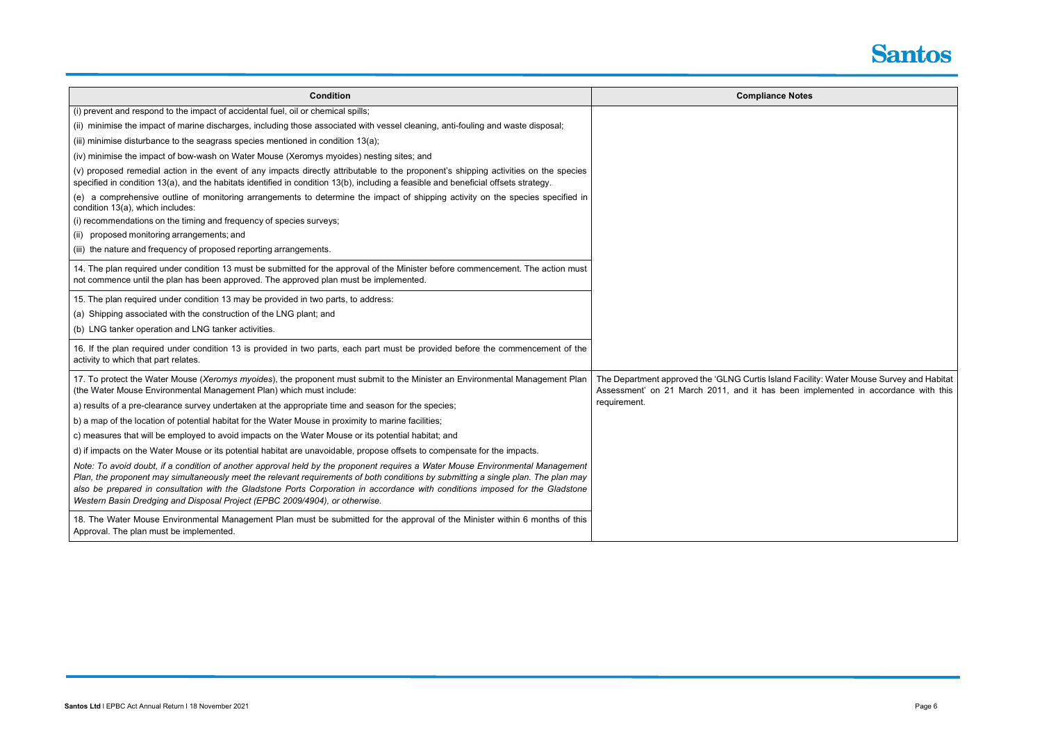| Condition | Compliance Notes |
|---|---|
| (i) prevent and respond to the impact of accidental fuel, oil or chemical spills;<br>(ii) minimise the impact of marine discharges, including those associated with vessel cleaning, anti-fouling and waste disposal;<br>(iii) minimise disturbance to the seagrass species mentioned in condition 13(a);<br>(iv) minimise the impact of bow-wash on Water Mouse (Xeromys myoides) nesting sites; and<br>(v) proposed remedial action in the event of any impacts directly attributable to the proponent's shipping activities on the species specified in condition 13(a), and the habitats identified in condition 13(b), including a feasible and beneficial offsets strategy.<br>(e) a comprehensive outline of monitoring arrangements to determine the impact of shipping activity on the species specified in condition 13(a), which includes:<br>(i) recommendations on the timing and frequency of species surveys;<br>(ii) proposed monitoring arrangements; and<br>(iii) the nature and frequency of proposed reporting arrangements. | |
| 14. The plan required under condition 13 must be submitted for the approval of the Minister before commencement. The action must not commence until the plan has been approved. The approved plan must be implemented. | |
| 15. The plan required under condition 13 may be provided in two parts, to address:<br>(a) Shipping associated with the construction of the LNG plant; and<br>(b) LNG tanker operation and LNG tanker activities. | |
| 16. If the plan required under condition 13 is provided in two parts, each part must be provided before the commencement of the activity to which that part relates. | |
| 17. To protect the Water Mouse (*Xeromys myoides*), the proponent must submit to the Minister an Environmental Management Plan (the Water Mouse Environmental Management Plan) which must include:<br>a) results of a pre-clearance survey undertaken at the appropriate time and season for the species;<br>b) a map of the location of potential habitat for the Water Mouse in proximity to marine facilities;<br>c) measures that will be employed to avoid impacts on the Water Mouse or its potential habitat; and<br>d) if impacts on the Water Mouse or its potential habitat are unavoidable, propose offsets to compensate for the impacts.<br>*Note: To avoid doubt, if a condition of another approval held by the proponent requires a Water Mouse Environmental Management Plan, the proponent may simultaneously meet the relevant requirements of both conditions by submitting a single plan. The plan may also be prepared in consultation with the Gladstone Ports Corporation in accordance with conditions imposed for the Gladstone Western Basin Dredging and Disposal Project (EPBC 2009/4904), or otherwise.* | The Department approved the 'GLNG Curtis Island Facility: Water Mouse Survey and Habitat Assessment' on 21 March 2011, and it has been implemented in accordance with this requirement. |
| 18. The Water Mouse Environmental Management Plan must be submitted for the approval of the Minister within 6 months of this Approval. The plan must be implemented. | |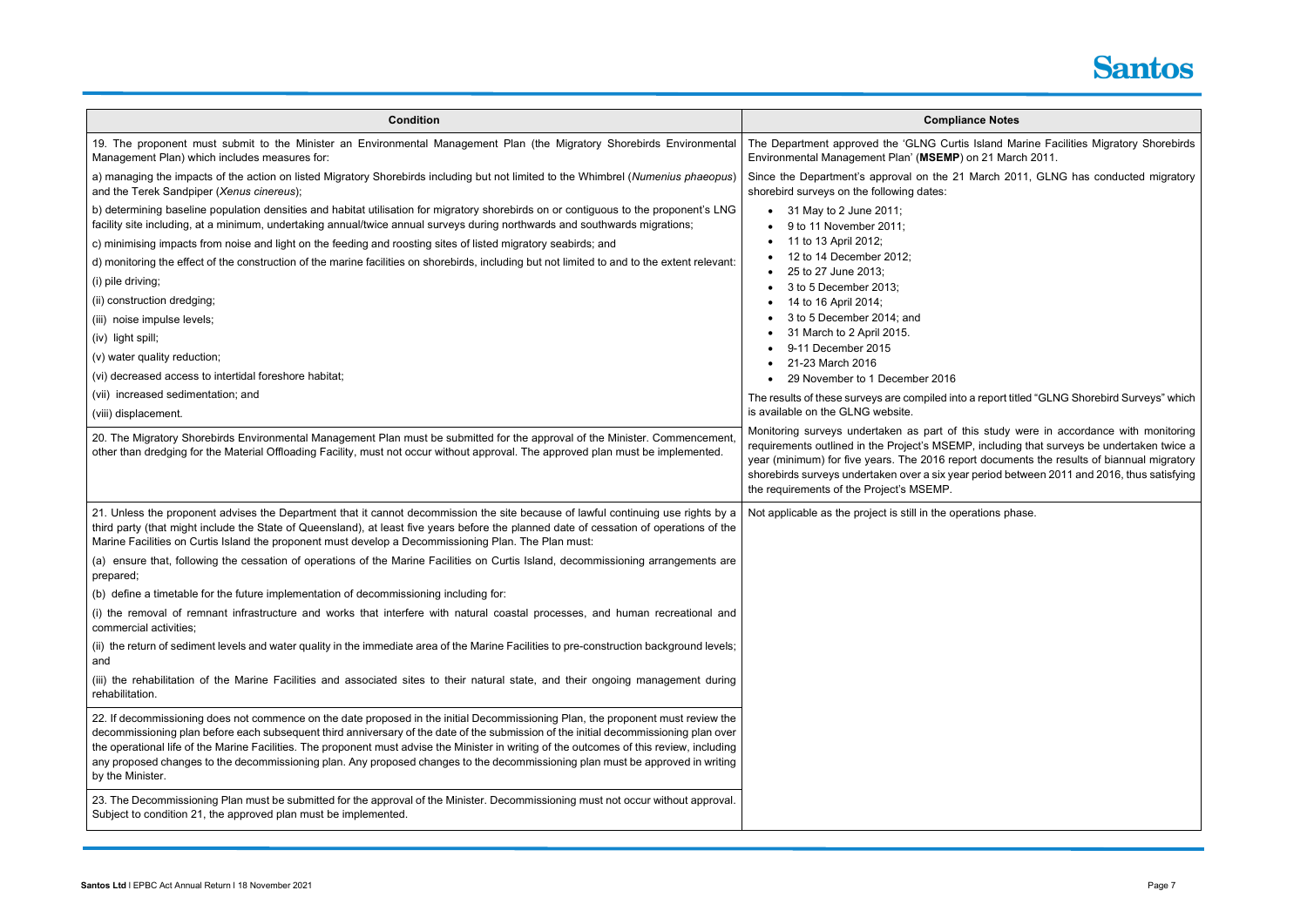| Condition | Compliance Notes |
| --- | --- |
| 19. The proponent must submit to the Minister an Environmental Management Plan (the Migratory Shorebirds Environmental Management Plan) which includes measures for:<br><br>a) managing the impacts of the action on listed Migratory Shorebirds including but not limited to the Whimbrel (*Numenius phaeopus*) and the Terek Sandpiper (*Xenus cinereus*);<br><br>b) determining baseline population densities and habitat utilisation for migratory shorebirds on or contiguous to the proponent's LNG facility site including, at a minimum, undertaking annual/twice annual surveys during northwards and southwards migrations;<br><br>c) minimising impacts from noise and light on the feeding and roosting sites of listed migratory seabirds; and<br><br>d) monitoring the effect of the construction of the marine facilities on shorebirds, including but not limited to and to the extent relevant:<br><br>(i) pile driving;<br><br>(ii) construction dredging;<br><br>(iii) noise impulse levels;<br><br>(iv) light spill;<br><br>(v) water quality reduction;<br><br>(vi) decreased access to intertidal foreshore habitat;<br><br>(vii) increased sedimentation; and<br><br>(viii) displacement. | The Department approved the 'GLNG Curtis Island Marine Facilities Migratory Shorebirds Environmental Management Plan' (**MSEMP**) on 21 March 2011.<br><br>Since the Department's approval on the 21 March 2011, GLNG has conducted migratory shorebird surveys on the following dates:<br><br>• 31 May to 2 June 2011;<br>• 9 to 11 November 2011;<br>• 11 to 13 April 2012;<br>• 12 to 14 December 2012;<br>• 25 to 27 June 2013;<br>• 3 to 5 December 2013;<br>• 14 to 16 April 2014;<br>• 3 to 5 December 2014; and<br>• 31 March to 2 April 2015.<br>• 9-11 December 2015<br>• 21-23 March 2016<br>• 29 November to 1 December 2016<br><br>The results of these surveys are compiled into a report titled "GLNG Shorebird Surveys" which is available on the GLNG website.<br><br>Monitoring surveys undertaken as part of this study were in accordance with monitoring requirements outlined in the Project's MSEMP, including that surveys be undertaken twice a year (minimum) for five years. The 2016 report documents the results of biannual migratory shorebirds surveys undertaken over a six year period between 2011 and 2016, thus satisfying the requirements of the Project's MSEMP. |
| 20. The Migratory Shorebirds Environmental Management Plan must be submitted for the approval of the Minister. Commencement, other than dredging for the Material Offloading Facility, must not occur without approval. The approved plan must be implemented. | |
| 21. Unless the proponent advises the Department that it cannot decommission the site because of lawful continuing use rights by a third party (that might include the State of Queensland), at least five years before the planned date of cessation of operations of the Marine Facilities on Curtis Island the proponent must develop a Decommissioning Plan. The Plan must:<br><br>(a) ensure that, following the cessation of operations of the Marine Facilities on Curtis Island, decommissioning arrangements are prepared;<br><br>(b) define a timetable for the future implementation of decommissioning including for:<br><br>(i) the removal of remnant infrastructure and works that interfere with natural coastal processes, and human recreational and commercial activities;<br><br>(ii) the return of sediment levels and water quality in the immediate area of the Marine Facilities to pre-construction background levels; and<br><br>(iii) the rehabilitation of the Marine Facilities and associated sites to their natural state, and their ongoing management during rehabilitation. | Not applicable as the project is still in the operations phase. |
| 22. If decommissioning does not commence on the date proposed in the initial Decommissioning Plan, the proponent must review the decommissioning plan before each subsequent third anniversary of the date of the submission of the initial decommissioning plan over the operational life of the Marine Facilities. The proponent must advise the Minister in writing of the outcomes of this review, including any proposed changes to the decommissioning plan. Any proposed changes to the decommissioning plan must be approved in writing by the Minister. | |
| 23. The Decommissioning Plan must be submitted for the approval of the Minister. Decommissioning must not occur without approval. Subject to condition 21, the approved plan must be implemented. | |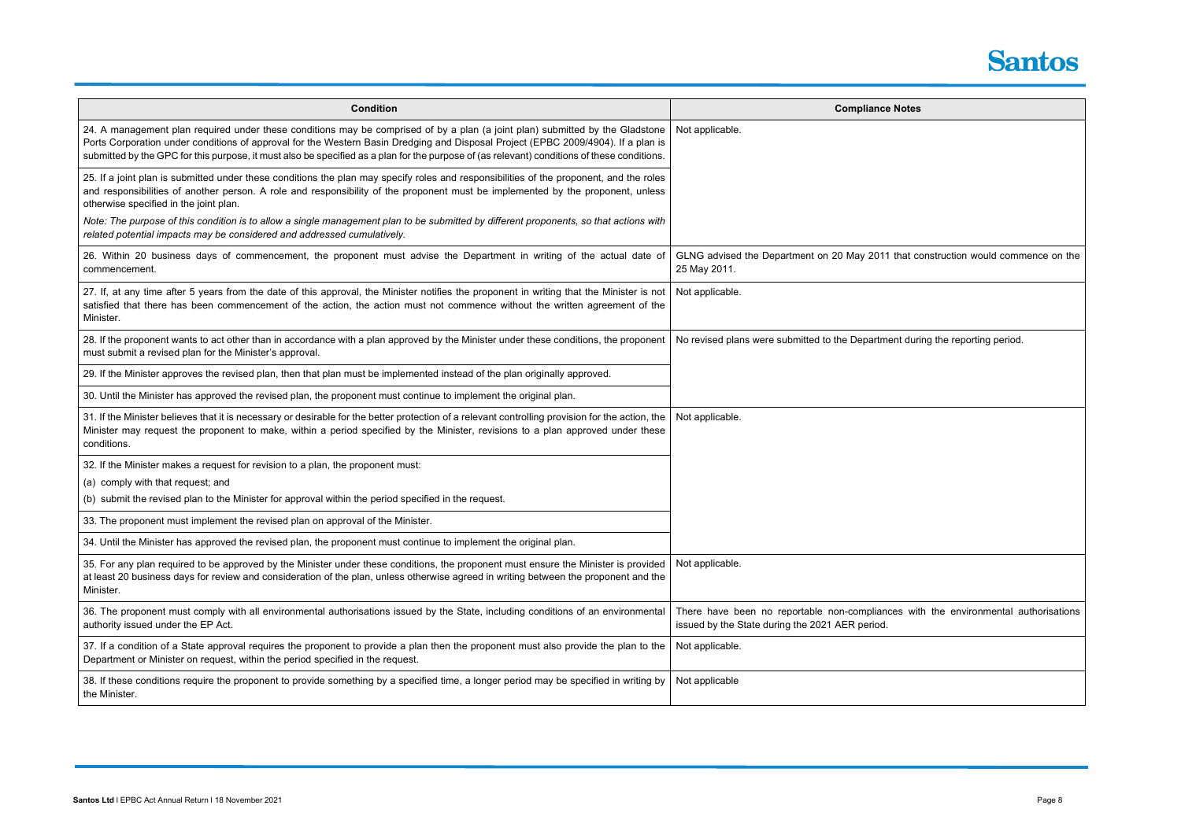| Condition | Compliance Notes |
|---|---|
| 24. A management plan required under these conditions may be comprised of by a plan (a joint plan) submitted by the Gladstone Ports Corporation under conditions of approval for the Western Basin Dredging and Disposal Project (EPBC 2009/4904). If a plan is submitted by the GPC for this purpose, it must also be specified as a plan for the purpose of (as relevant) conditions of these conditions. | Not applicable. |
| 25. If a joint plan is submitted under these conditions the plan may specify roles and responsibilities of the proponent, and the roles and responsibilities of another person. A role and responsibility of the proponent must be implemented by the proponent, unless otherwise specified in the joint plan.<br><br>*Note: The purpose of this condition is to allow a single management plan to be submitted by different proponents, so that actions with related potential impacts may be considered and addressed cumulatively.* | |
| 26. Within 20 business days of commencement, the proponent must advise the Department in writing of the actual date of commencement. | GLNG advised the Department on 20 May 2011 that construction would commence on the 25 May 2011. |
| 27. If, at any time after 5 years from the date of this approval, the Minister notifies the proponent in writing that the Minister is not satisfied that there has been commencement of the action, the action must not commence without the written agreement of the Minister. | Not applicable. |
| 28. If the proponent wants to act other than in accordance with a plan approved by the Minister under these conditions, the proponent must submit a revised plan for the Minister's approval. | No revised plans were submitted to the Department during the reporting period. |
| 29. If the Minister approves the revised plan, then that plan must be implemented instead of the plan originally approved. | |
| 30. Until the Minister has approved the revised plan, the proponent must continue to implement the original plan. | |
| 31. If the Minister believes that it is necessary or desirable for the better protection of a relevant controlling provision for the action, the Minister may request the proponent to make, within a period specified by the Minister, revisions to a plan approved under these conditions. | Not applicable. |
| 32. If the Minister makes a request for revision to a plan, the proponent must:<br>(a) comply with that request; and<br>(b) submit the revised plan to the Minister for approval within the period specified in the request. | |
| 33. The proponent must implement the revised plan on approval of the Minister. | |
| 34. Until the Minister has approved the revised plan, the proponent must continue to implement the original plan. | |
| 35. For any plan required to be approved by the Minister under these conditions, the proponent must ensure the Minister is provided at least 20 business days for review and consideration of the plan, unless otherwise agreed in writing between the proponent and the Minister. | Not applicable. |
| 36. The proponent must comply with all environmental authorisations issued by the State, including conditions of an environmental authority issued under the EP Act. | There have been no reportable non-compliances with the environmental authorisations issued by the State during the 2021 AER period. |
| 37. If a condition of a State approval requires the proponent to provide a plan then the proponent must also provide the plan to the Department or Minister on request, within the period specified in the request. | Not applicable. |
| 38. If these conditions require the proponent to provide something by a specified time, a longer period may be specified in writing by the Minister. | Not applicable |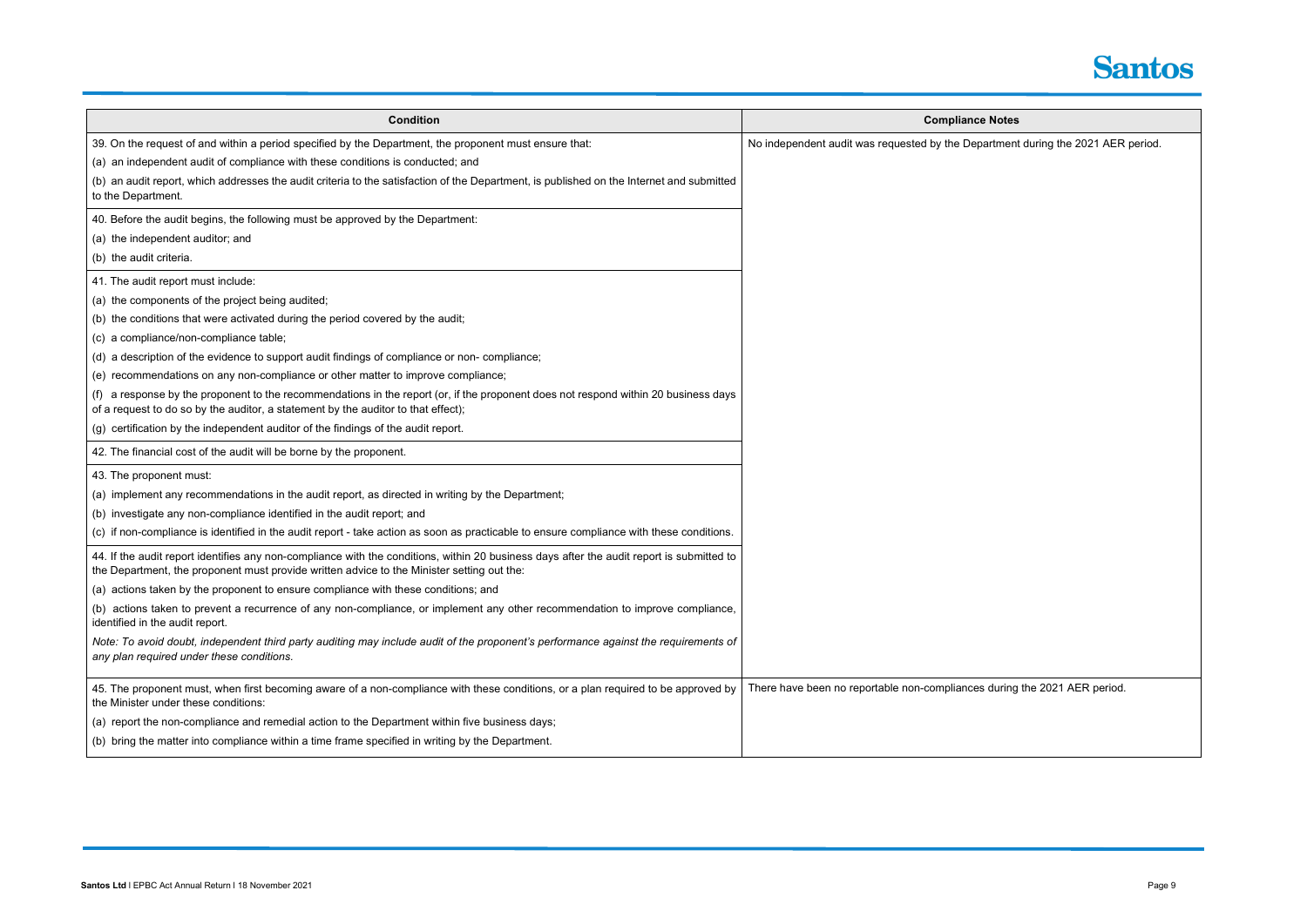| Condition | Compliance Notes |
| --- | --- |
| 39. On the request of and within a period specified by the Department, the proponent must ensure that:<br>(a) an independent audit of compliance with these conditions is conducted; and<br>(b) an audit report, which addresses the audit criteria to the satisfaction of the Department, is published on the Internet and submitted to the Department. | No independent audit was requested by the Department during the 2021 AER period. |
| 40. Before the audit begins, the following must be approved by the Department:<br>(a) the independent auditor; and<br>(b) the audit criteria. | |
| 41. The audit report must include:<br>(a) the components of the project being audited;<br>(b) the conditions that were activated during the period covered by the audit;<br>(c) a compliance/non-compliance table;<br>(d) a description of the evidence to support audit findings of compliance or non- compliance;<br>(e) recommendations on any non-compliance or other matter to improve compliance;<br>(f) a response by the proponent to the recommendations in the report (or, if the proponent does not respond within 20 business days of a request to do so by the auditor, a statement by the auditor to that effect);<br>(g) certification by the independent auditor of the findings of the audit report. | |
| 42. The financial cost of the audit will be borne by the proponent. | |
| 43. The proponent must:<br>(a) implement any recommendations in the audit report, as directed in writing by the Department;<br>(b) investigate any non-compliance identified in the audit report; and<br>(c) if non-compliance is identified in the audit report - take action as soon as practicable to ensure compliance with these conditions. | |
| 44. If the audit report identifies any non-compliance with the conditions, within 20 business days after the audit report is submitted to the Department, the proponent must provide written advice to the Minister setting out the:<br>(a) actions taken by the proponent to ensure compliance with these conditions; and<br>(b) actions taken to prevent a recurrence of any non-compliance, or implement any other recommendation to improve compliance, identified in the audit report.<br>*Note: To avoid doubt, independent third party auditing may include audit of the proponent's performance against the requirements of any plan required under these conditions.* | |
| 45. The proponent must, when first becoming aware of a non-compliance with these conditions, or a plan required to be approved by the Minister under these conditions:<br>(a) report the non-compliance and remedial action to the Department within five business days;<br>(b) bring the matter into compliance within a time frame specified in writing by the Department. | There have been no reportable non-compliances during the 2021 AER period. |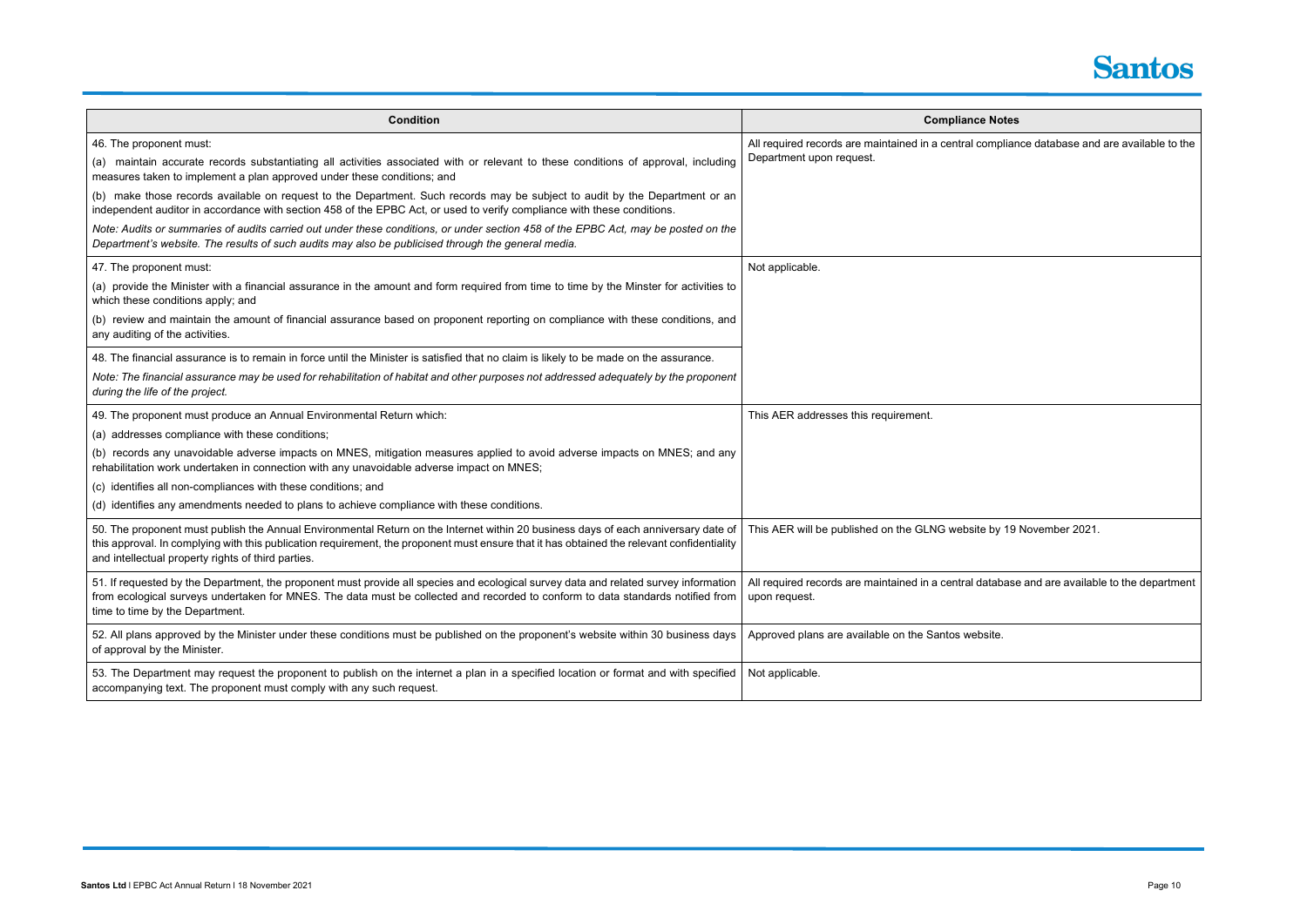| Condition | Compliance Notes |
|---|---|
| 46. The proponent must:<br>(a) maintain accurate records substantiating all activities associated with or relevant to these conditions of approval, including measures taken to implement a plan approved under these conditions; and<br>(b) make those records available on request to the Department. Such records may be subject to audit by the Department or an independent auditor in accordance with section 458 of the EPBC Act, or used to verify compliance with these conditions.<br>*Note: Audits or summaries of audits carried out under these conditions, or under section 458 of the EPBC Act, may be posted on the Department's website. The results of such audits may also be publicised through the general media.* | All required records are maintained in a central compliance database and are available to the Department upon request. |
| 47. The proponent must:<br>(a) provide the Minister with a financial assurance in the amount and form required from time to time by the Minster for activities to which these conditions apply; and<br>(b) review and maintain the amount of financial assurance based on proponent reporting on compliance with these conditions, and any auditing of the activities.<br>48. The financial assurance is to remain in force until the Minister is satisfied that no claim is likely to be made on the assurance.<br>*Note: The financial assurance may be used for rehabilitation of habitat and other purposes not addressed adequately by the proponent during the life of the project.* | Not applicable. |
| 49. The proponent must produce an Annual Environmental Return which:<br>(a) addresses compliance with these conditions;<br>(b) records any unavoidable adverse impacts on MNES, mitigation measures applied to avoid adverse impacts on MNES; and any rehabilitation work undertaken in connection with any unavoidable adverse impact on MNES;<br>(c) identifies all non-compliances with these conditions; and<br>(d) identifies any amendments needed to plans to achieve compliance with these conditions. | This AER addresses this requirement. |
| 50. The proponent must publish the Annual Environmental Return on the Internet within 20 business days of each anniversary date of this approval. In complying with this publication requirement, the proponent must ensure that it has obtained the relevant confidentiality and intellectual property rights of third parties. | This AER will be published on the GLNG website by 19 November 2021. |
| 51. If requested by the Department, the proponent must provide all species and ecological survey data and related survey information from ecological surveys undertaken for MNES. The data must be collected and recorded to conform to data standards notified from time to time by the Department. | All required records are maintained in a central database and are available to the department upon request. |
| 52. All plans approved by the Minister under these conditions must be published on the proponent's website within 30 business days of approval by the Minister. | Approved plans are available on the Santos website. |
| 53. The Department may request the proponent to publish on the internet a plan in a specified location or format and with specified accompanying text. The proponent must comply with any such request. | Not applicable. |